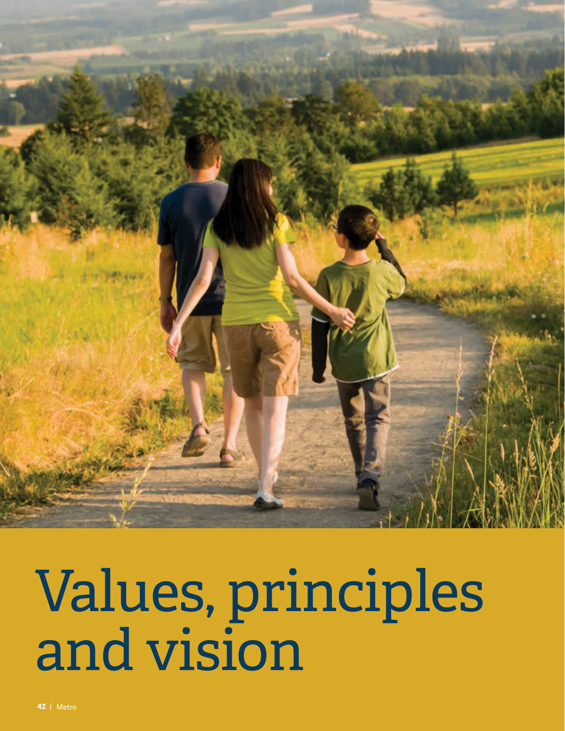# Values, principles and vision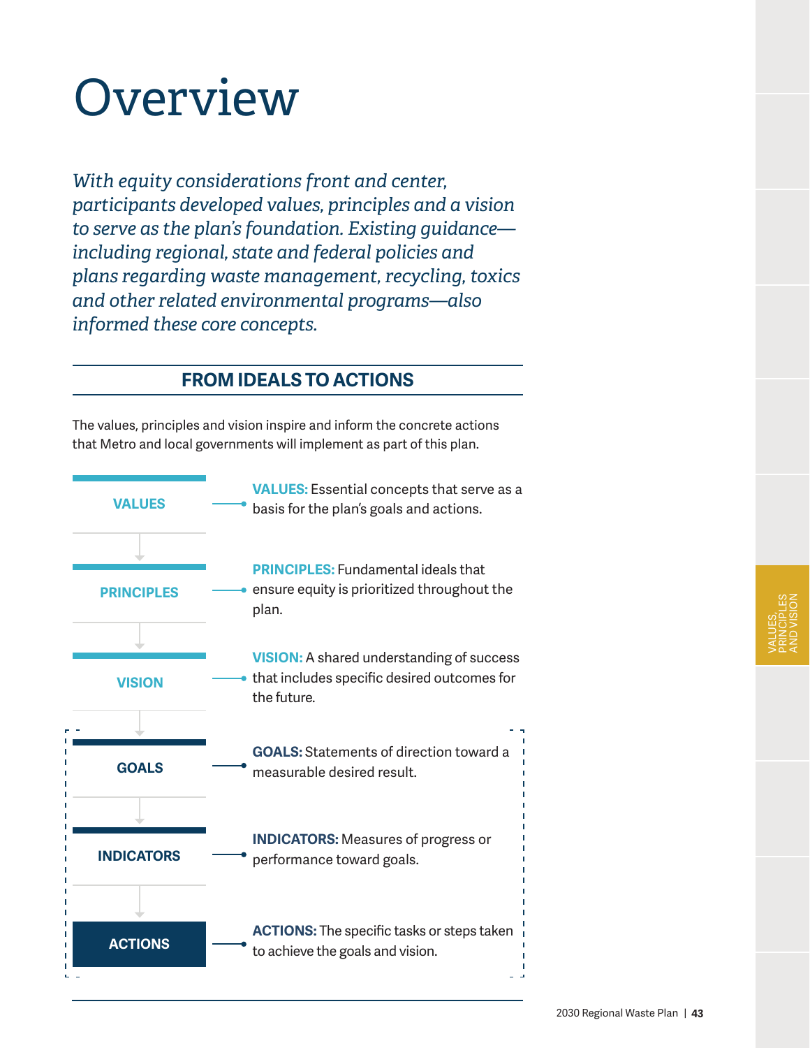# Overview

*With equity considerations front and center, participants developed values, principles and a vision to serve as the plan's foundation. Existing guidance—including regional, state and federal policies and plans regarding waste management, recycling, toxics and other related environmental programs—also informed these core concepts.*

## FROM IDEALS TO ACTIONS

The values, principles and vision inspire and inform the concrete actions that Metro and local governments will implement as part of this plan.

VALUES → PRINCIPLES → VISION → GOALS → INDICATORS → ACTIONS

**VALUES:** Essential concepts that serve as a basis for the plan's goals and actions.

**PRINCIPLES:** Fundamental ideals that ensure equity is prioritized throughout the plan.

**VISION:** A shared understanding of success that includes specific desired outcomes for the future.

**GOALS:** Statements of direction toward a measurable desired result.

**INDICATORS:** Measures of progress or performance toward goals.

**ACTIONS:** The specific tasks or steps taken to achieve the goals and vision.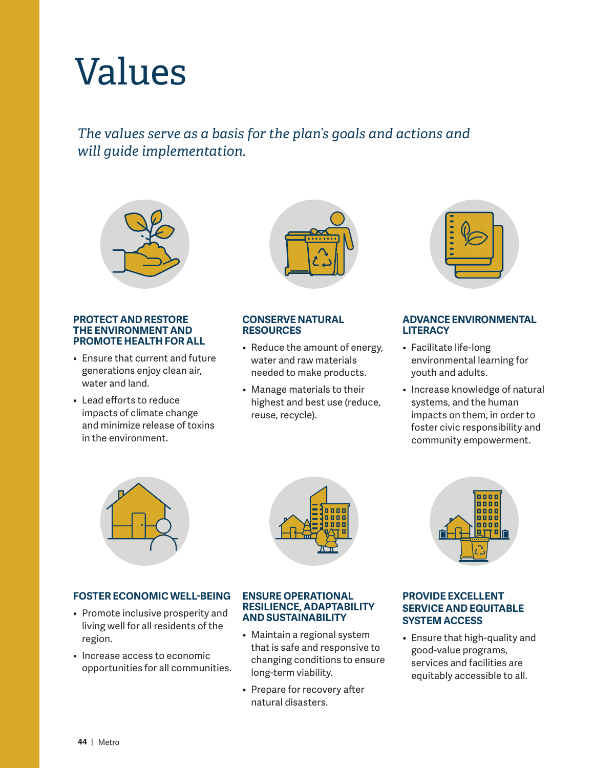# Values

*The values serve as a basis for the plan's goals and actions and will guide implementation.*

### PROTECT AND RESTORE THE ENVIRONMENT AND PROMOTE HEALTH FOR ALL

- Ensure that current and future generations enjoy clean air, water and land.
- Lead efforts to reduce impacts of climate change and minimize release of toxins in the environment.

### CONSERVE NATURAL RESOURCES

- Reduce the amount of energy, water and raw materials needed to make products.
- Manage materials to their highest and best use (reduce, reuse, recycle).

### ADVANCE ENVIRONMENTAL LITERACY

- Facilitate life-long environmental learning for youth and adults.
- Increase knowledge of natural systems, and the human impacts on them, in order to foster civic responsibility and community empowerment.

### FOSTER ECONOMIC WELL-BEING

- Promote inclusive prosperity and living well for all residents of the region.
- Increase access to economic opportunities for all communities.

### ENSURE OPERATIONAL RESILIENCE, ADAPTABILITY AND SUSTAINABILITY

- Maintain a regional system that is safe and responsive to changing conditions to ensure long-term viability.
- Prepare for recovery after natural disasters.

### PROVIDE EXCELLENT SERVICE AND EQUITABLE SYSTEM ACCESS

- Ensure that high-quality and good-value programs, services and facilities are equitably accessible to all.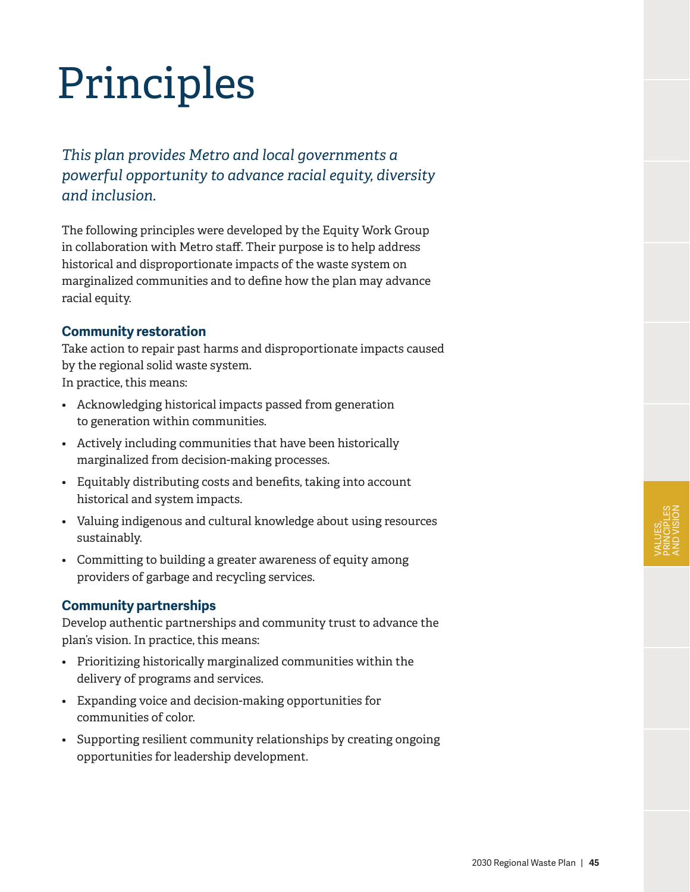# Principles

*This plan provides Metro and local governments a powerful opportunity to advance racial equity, diversity and inclusion.*

The following principles were developed by the Equity Work Group in collaboration with Metro staff. Their purpose is to help address historical and disproportionate impacts of the waste system on marginalized communities and to define how the plan may advance racial equity.

### Community restoration

Take action to repair past harms and disproportionate impacts caused by the regional solid waste system.
In practice, this means:

- Acknowledging historical impacts passed from generation to generation within communities.
- Actively including communities that have been historically marginalized from decision-making processes.
- Equitably distributing costs and benefits, taking into account historical and system impacts.
- Valuing indigenous and cultural knowledge about using resources sustainably.
- Committing to building a greater awareness of equity among providers of garbage and recycling services.

### Community partnerships

Develop authentic partnerships and community trust to advance the plan's vision. In practice, this means:

- Prioritizing historically marginalized communities within the delivery of programs and services.
- Expanding voice and decision-making opportunities for communities of color.
- Supporting resilient community relationships by creating ongoing opportunities for leadership development.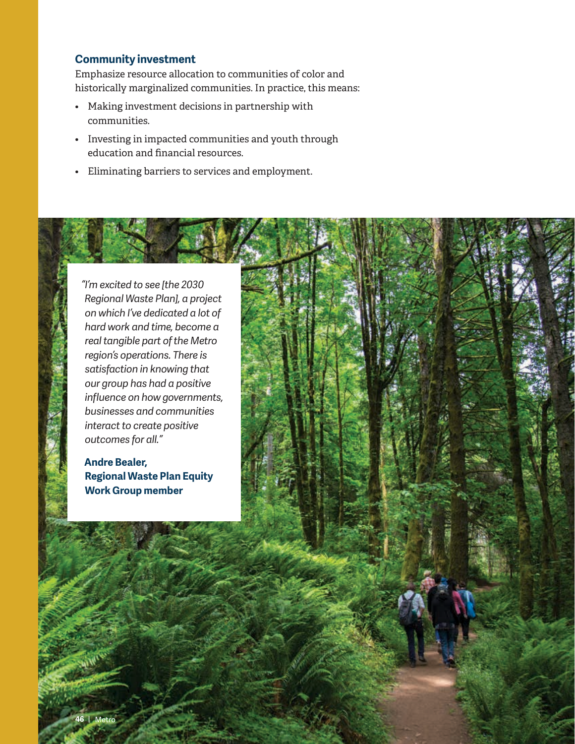### Community investment

Emphasize resource allocation to communities of color and historically marginalized communities. In practice, this means:

- Making investment decisions in partnership with communities.
- Investing in impacted communities and youth through education and financial resources.
- Eliminating barriers to services and employment.

*"I'm excited to see [the 2030 Regional Waste Plan], a project on which I've dedicated a lot of hard work and time, become a real tangible part of the Metro region's operations. There is satisfaction in knowing that our group has had a positive influence on how governments, businesses and communities interact to create positive outcomes for all."*

**Andre Bealer, Regional Waste Plan Equity Work Group member**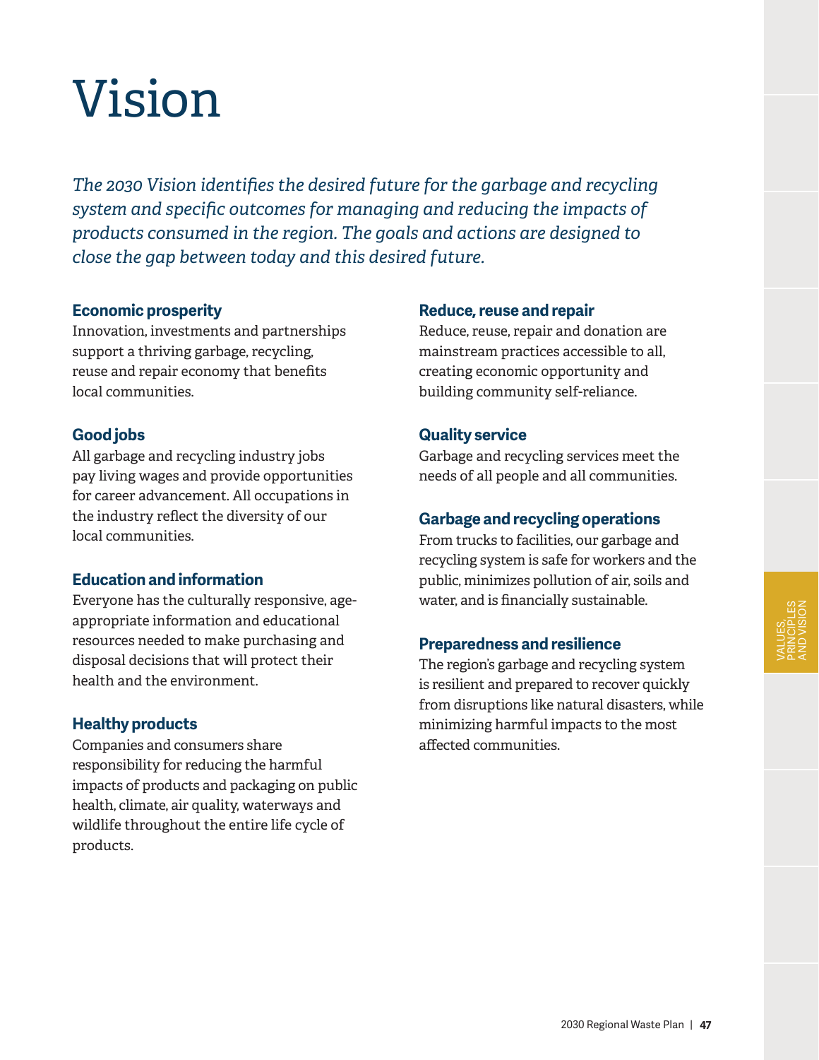# Vision

*The 2030 Vision identifies the desired future for the garbage and recycling system and specific outcomes for managing and reducing the impacts of products consumed in the region. The goals and actions are designed to close the gap between today and this desired future.*

### Economic prosperity

Innovation, investments and partnerships support a thriving garbage, recycling, reuse and repair economy that benefits local communities.

### Good jobs

All garbage and recycling industry jobs pay living wages and provide opportunities for career advancement. All occupations in the industry reflect the diversity of our local communities.

### Education and information

Everyone has the culturally responsive, age-appropriate information and educational resources needed to make purchasing and disposal decisions that will protect their health and the environment.

### Healthy products

Companies and consumers share responsibility for reducing the harmful impacts of products and packaging on public health, climate, air quality, waterways and wildlife throughout the entire life cycle of products.

### Reduce, reuse and repair

Reduce, reuse, repair and donation are mainstream practices accessible to all, creating economic opportunity and building community self-reliance.

### Quality service

Garbage and recycling services meet the needs of all people and all communities.

### Garbage and recycling operations

From trucks to facilities, our garbage and recycling system is safe for workers and the public, minimizes pollution of air, soils and water, and is financially sustainable.

### Preparedness and resilience

The region's garbage and recycling system is resilient and prepared to recover quickly from disruptions like natural disasters, while minimizing harmful impacts to the most affected communities.